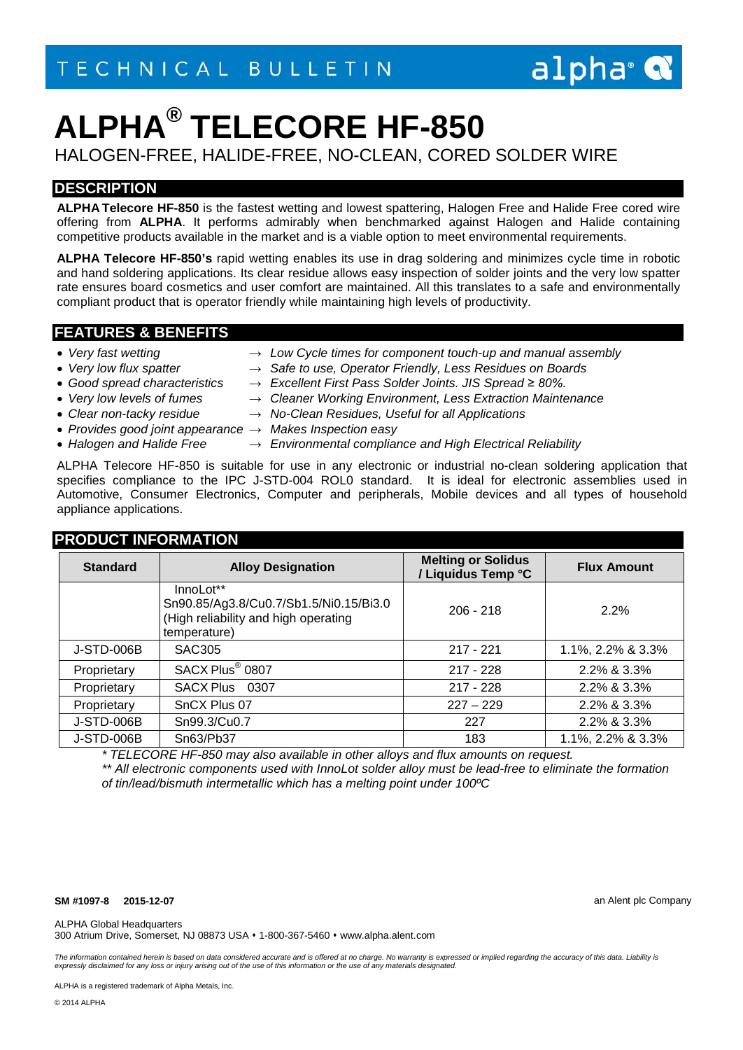TECHNICAL BULLETIN

# ALPHA® TELECORE HF-850

HALOGEN-FREE, HALIDE-FREE, NO-CLEAN, CORED SOLDER WIRE

## DESCRIPTION

**ALPHA Telecore HF-850** is the fastest wetting and lowest spattering, Halogen Free and Halide Free cored wire offering from **ALPHA**. It performs admirably when benchmarked against Halogen and Halide containing competitive products available in the market and is a viable option to meet environmental requirements.

**ALPHA Telecore HF-850's** rapid wetting enables its use in drag soldering and minimizes cycle time in robotic and hand soldering applications. Its clear residue allows easy inspection of solder joints and the very low spatter rate ensures board cosmetics and user comfort are maintained. All this translates to a safe and environmentally compliant product that is operator friendly while maintaining high levels of productivity.

## FEATURES & BENEFITS

- *Very fast wetting* → *Low Cycle times for component touch-up and manual assembly*
- *Very low flux spatter* → *Safe to use, Operator Friendly, Less Residues on Boards*
- *Good spread characteristics* → *Excellent First Pass Solder Joints. JIS Spread ≥ 80%.*
- *Very low levels of fumes* → *Cleaner Working Environment, Less Extraction Maintenance*
- *Clear non-tacky residue* → *No-Clean Residues, Useful for all Applications*
- *Provides good joint appearance* → *Makes Inspection easy*
- *Halogen and Halide Free* → *Environmental compliance and High Electrical Reliability*

ALPHA Telecore HF-850 is suitable for use in any electronic or industrial no-clean soldering application that specifies compliance to the IPC J-STD-004 ROL0 standard. It is ideal for electronic assemblies used in Automotive, Consumer Electronics, Computer and peripherals, Mobile devices and all types of household appliance applications.

## PRODUCT INFORMATION

| Standard | Alloy Designation | Melting or Solidus / Liquidus Temp °C | Flux Amount |
|---|---|---|---|
| | InnoLot** Sn90.85/Ag3.8/Cu0.7/Sb1.5/Ni0.15/Bi3.0 (High reliability and high operating temperature) | 206 - 218 | 2.2% |
| J-STD-006B | SAC305 | 217 - 221 | 1.1%, 2.2% & 3.3% |
| Proprietary | SACX Plus® 0807 | 217 - 228 | 2.2% & 3.3% |
| Proprietary | SACX Plus 0307 | 217 - 228 | 2.2% & 3.3% |
| Proprietary | SnCX Plus 07 | 227 – 229 | 2.2% & 3.3% |
| J-STD-006B | Sn99.3/Cu0.7 | 227 | 2.2% & 3.3% |
| J-STD-006B | Sn63/Pb37 | 183 | 1.1%, 2.2% & 3.3% |

*\* TELECORE HF-850 may also available in other alloys and flux amounts on request.*

*\*\* All electronic components used with InnoLot solder alloy must be lead-free to eliminate the formation of tin/lead/bismuth intermetallic which has a melting point under 100ºC*

**SM #1097-8 2015-12-07**

an Alent plc Company

ALPHA Global Headquarters
300 Atrium Drive, Somerset, NJ 08873 USA • 1-800-367-5460 • www.alpha.alent.com

*The information contained herein is based on data considered accurate and is offered at no charge. No warranty is expressed or implied regarding the accuracy of this data. Liability is expressly disclaimed for any loss or injury arising out of the use of this information or the use of any materials designated.*

ALPHA is a registered trademark of Alpha Metals, Inc.

© 2014 ALPHA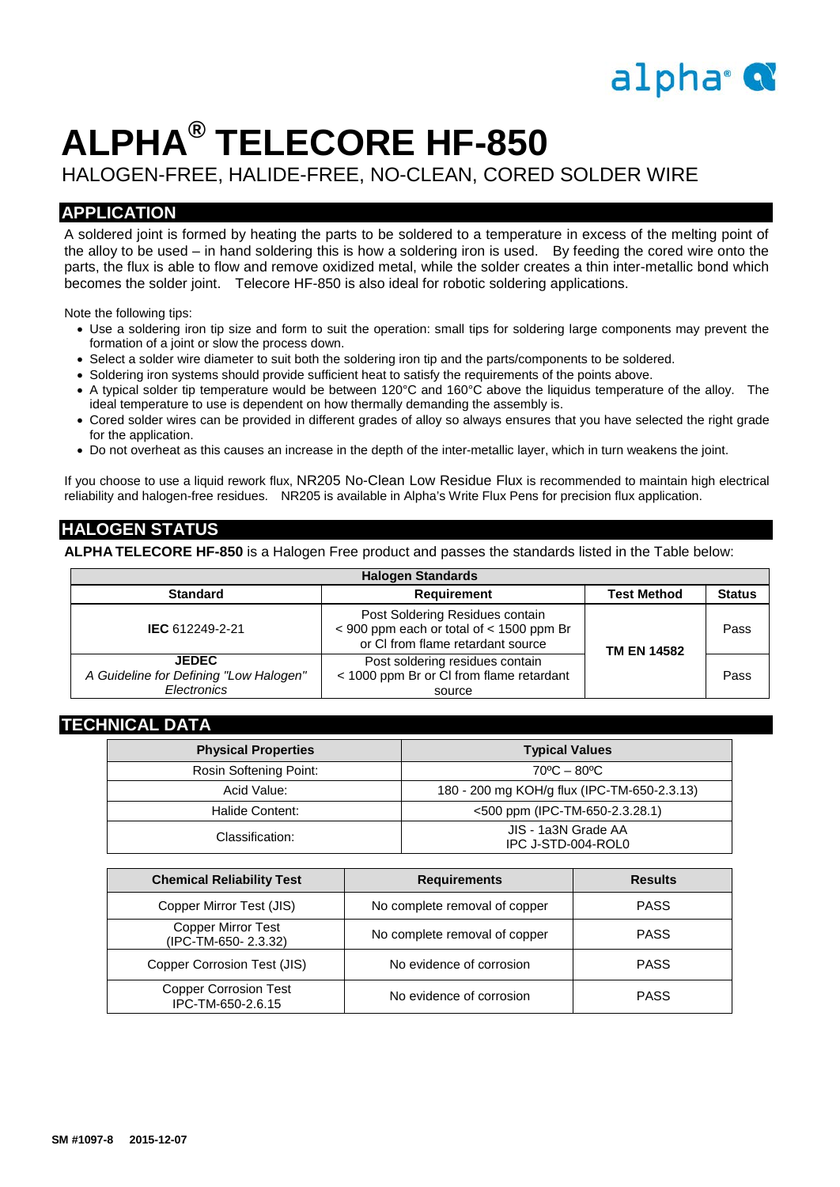# ALPHA® TELECORE HF-850

HALOGEN-FREE, HALIDE-FREE, NO-CLEAN, CORED SOLDER WIRE

## APPLICATION

A soldered joint is formed by heating the parts to be soldered to a temperature in excess of the melting point of the alloy to be used – in hand soldering this is how a soldering iron is used. By feeding the cored wire onto the parts, the flux is able to flow and remove oxidized metal, while the solder creates a thin inter-metallic bond which becomes the solder joint. Telecore HF-850 is also ideal for robotic soldering applications.

Note the following tips:

- Use a soldering iron tip size and form to suit the operation: small tips for soldering large components may prevent the formation of a joint or slow the process down.
- Select a solder wire diameter to suit both the soldering iron tip and the parts/components to be soldered.
- Soldering iron systems should provide sufficient heat to satisfy the requirements of the points above.
- A typical solder tip temperature would be between 120°C and 160°C above the liquidus temperature of the alloy. The ideal temperature to use is dependent on how thermally demanding the assembly is.
- Cored solder wires can be provided in different grades of alloy so always ensures that you have selected the right grade for the application.
- Do not overheat as this causes an increase in the depth of the inter-metallic layer, which in turn weakens the joint.

If you choose to use a liquid rework flux, NR205 No-Clean Low Residue Flux is recommended to maintain high electrical reliability and halogen-free residues. NR205 is available in Alpha's Write Flux Pens for precision flux application.

## HALOGEN STATUS

**ALPHA TELECORE HF-850** is a Halogen Free product and passes the standards listed in the Table below:

| Halogen Standards | | | |
|---|---|---|---|
| **Standard** | **Requirement** | **Test Method** | **Status** |
| **IEC** 612249-2-21 | Post Soldering Residues contain < 900 ppm each or total of < 1500 ppm Br or Cl from flame retardant source | **TM EN 14582** | Pass |
| **JEDEC** *A Guideline for Defining "Low Halogen" Electronics* | Post soldering residues contain < 1000 ppm Br or Cl from flame retardant source | | Pass |

## TECHNICAL DATA

| Physical Properties | Typical Values |
|---|---|
| Rosin Softening Point: | 70ºC – 80ºC |
| Acid Value: | 180 - 200 mg KOH/g flux (IPC-TM-650-2.3.13) |
| Halide Content: | <500 ppm (IPC-TM-650-2.3.28.1) |
| Classification: | JIS - 1a3N Grade AA<br>IPC J-STD-004-ROL0 |

| Chemical Reliability Test | Requirements | Results |
|---|---|---|
| Copper Mirror Test (JIS) | No complete removal of copper | PASS |
| Copper Mirror Test (IPC-TM-650- 2.3.32) | No complete removal of copper | PASS |
| Copper Corrosion Test (JIS) | No evidence of corrosion | PASS |
| Copper Corrosion Test IPC-TM-650-2.6.15 | No evidence of corrosion | PASS |

**SM #1097-8 2015-12-07**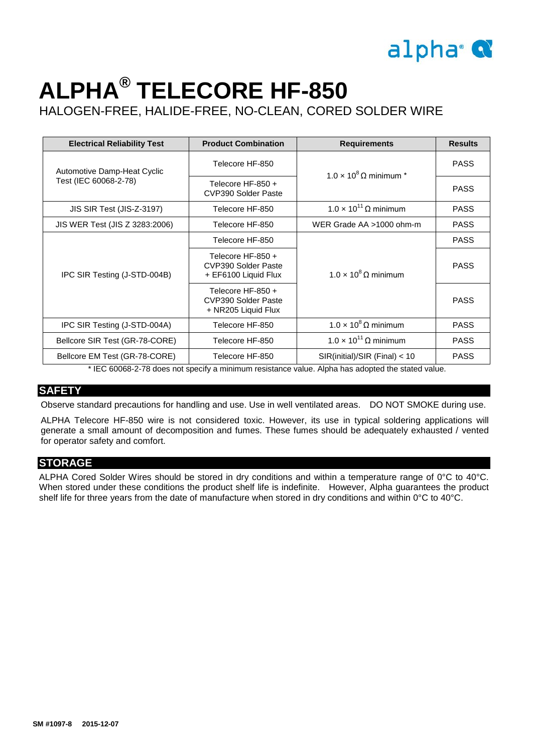# ALPHA® TELECORE HF-850

HALOGEN-FREE, HALIDE-FREE, NO-CLEAN, CORED SOLDER WIRE

| Electrical Reliability Test | Product Combination | Requirements | Results |
|---|---|---|---|
| Automotive Damp-Heat Cyclic Test (IEC 60068-2-78) | Telecore HF-850 | $1.0 \times 10^8$ Ω minimum * | PASS |
| | Telecore HF-850 + CVP390 Solder Paste | | PASS |
| JIS SIR Test (JIS-Z-3197) | Telecore HF-850 | $1.0 \times 10^{11}$ Ω minimum | PASS |
| JIS WER Test (JIS Z 3283:2006) | Telecore HF-850 | WER Grade AA >1000 ohm-m | PASS |
| IPC SIR Testing (J-STD-004B) | Telecore HF-850 | $1.0 \times 10^8$ Ω minimum | PASS |
| | Telecore HF-850 + CVP390 Solder Paste + EF6100 Liquid Flux | | PASS |
| | Telecore HF-850 + CVP390 Solder Paste + NR205 Liquid Flux | | PASS |
| IPC SIR Testing (J-STD-004A) | Telecore HF-850 | $1.0 \times 10^8$ Ω minimum | PASS |
| Bellcore SIR Test (GR-78-CORE) | Telecore HF-850 | $1.0 \times 10^{11}$ Ω minimum | PASS |
| Bellcore EM Test (GR-78-CORE) | Telecore HF-850 | SIR(initial)/SIR (Final) < 10 | PASS |

* IEC 60068-2-78 does not specify a minimum resistance value. Alpha has adopted the stated value.

## SAFETY

Observe standard precautions for handling and use. Use in well ventilated areas. DO NOT SMOKE during use.

ALPHA Telecore HF-850 wire is not considered toxic. However, its use in typical soldering applications will generate a small amount of decomposition and fumes. These fumes should be adequately exhausted / vented for operator safety and comfort.

## STORAGE

ALPHA Cored Solder Wires should be stored in dry conditions and within a temperature range of 0°C to 40°C. When stored under these conditions the product shelf life is indefinite. However, Alpha guarantees the product shelf life for three years from the date of manufacture when stored in dry conditions and within 0°C to 40°C.

SM #1097-8 2015-12-07